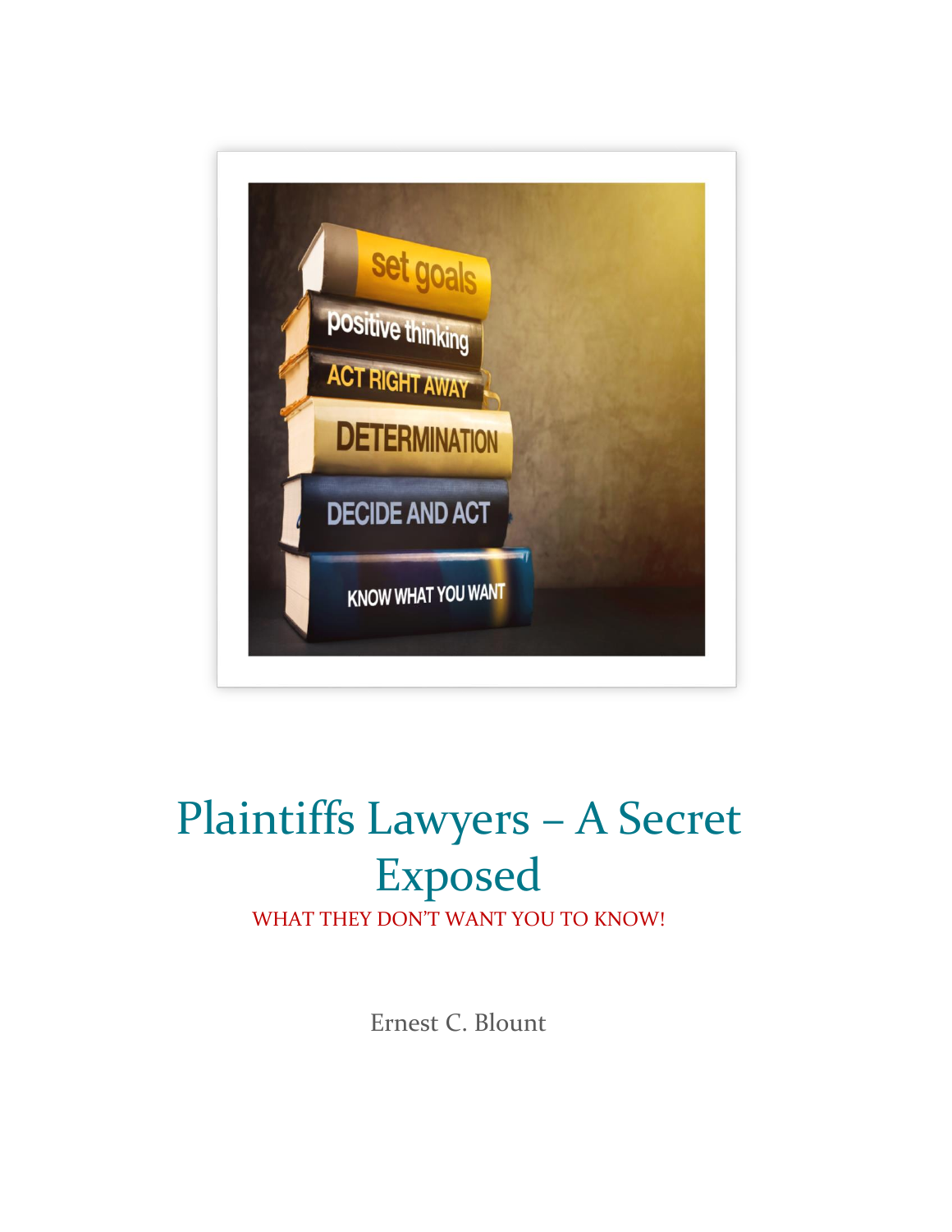# Plaintiffs Lawyers – A Secret Exposed

WHAT THEY DON'T WANT YOU TO KNOW!

Ernest C. Blount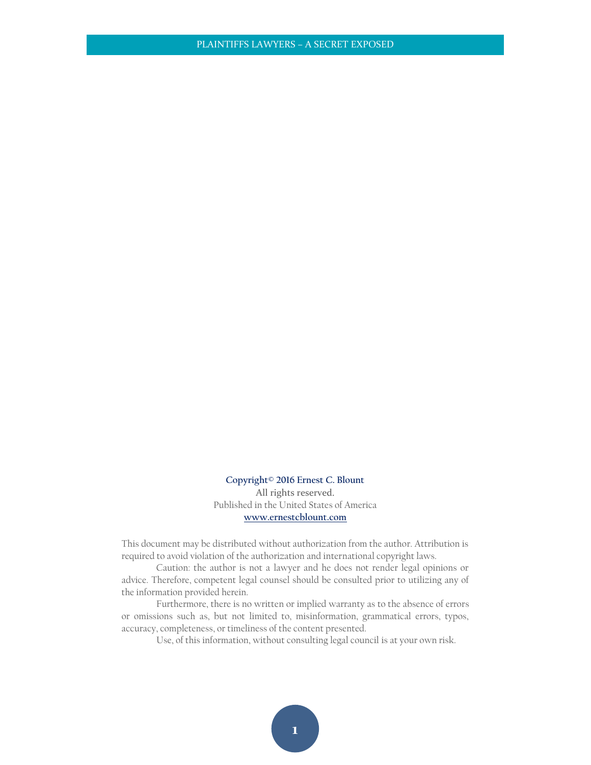**Copyright© 2016 Ernest C. Blount**
**All rights reserved.**
Published in the United States of America
**www.ernestcblount.com**

This document may be distributed without authorization from the author. Attribution is required to avoid violation of the authorization and international copyright laws.

Caution: the author is not a lawyer and he does not render legal opinions or advice. Therefore, competent legal counsel should be consulted prior to utilizing any of the information provided herein.

Furthermore, there is no written or implied warranty as to the absence of errors or omissions such as, but not limited to, misinformation, grammatical errors, typos, accuracy, completeness, or timeliness of the content presented.

Use, of this information, without consulting legal council is at your own risk.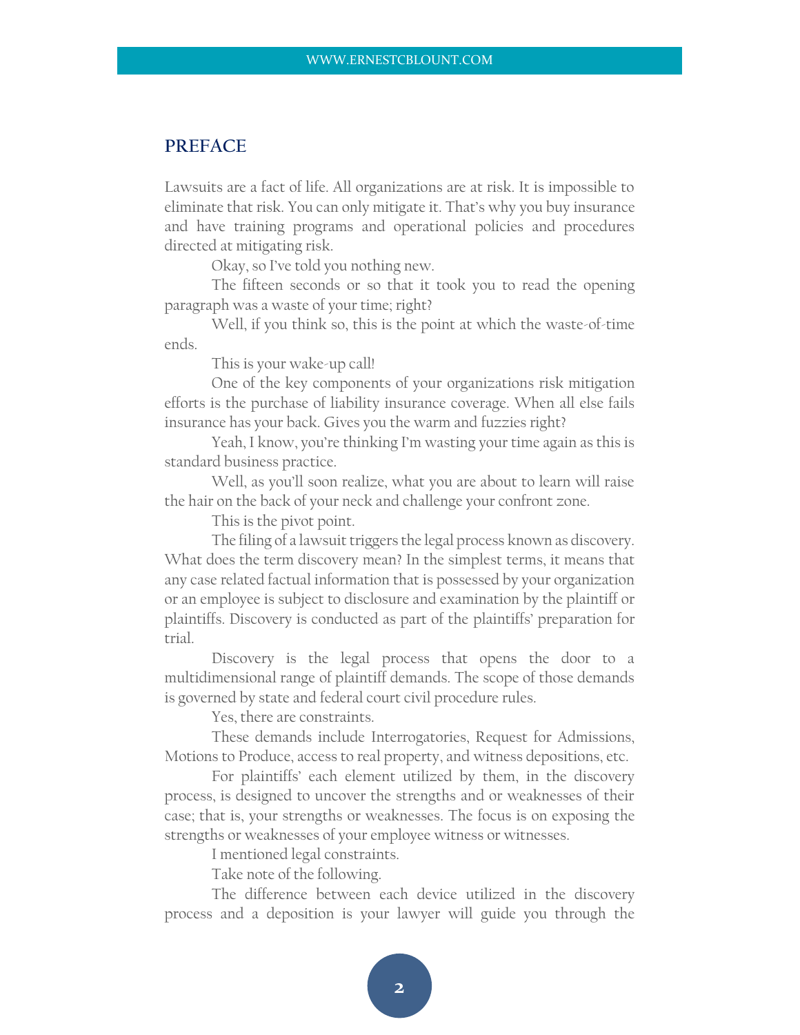## PREFACE

Lawsuits are a fact of life. All organizations are at risk. It is impossible to eliminate that risk. You can only mitigate it. That's why you buy insurance and have training programs and operational policies and procedures directed at mitigating risk.

Okay, so I've told you nothing new.

The fifteen seconds or so that it took you to read the opening paragraph was a waste of your time; right?

Well, if you think so, this is the point at which the waste-of-time ends.

This is your wake-up call!

One of the key components of your organizations risk mitigation efforts is the purchase of liability insurance coverage. When all else fails insurance has your back. Gives you the warm and fuzzies right?

Yeah, I know, you're thinking I'm wasting your time again as this is standard business practice.

Well, as you'll soon realize, what you are about to learn will raise the hair on the back of your neck and challenge your confront zone.

This is the pivot point.

The filing of a lawsuit triggers the legal process known as discovery. What does the term discovery mean? In the simplest terms, it means that any case related factual information that is possessed by your organization or an employee is subject to disclosure and examination by the plaintiff or plaintiffs. Discovery is conducted as part of the plaintiffs' preparation for trial.

Discovery is the legal process that opens the door to a multidimensional range of plaintiff demands. The scope of those demands is governed by state and federal court civil procedure rules.

Yes, there are constraints.

These demands include Interrogatories, Request for Admissions, Motions to Produce, access to real property, and witness depositions, etc.

For plaintiffs' each element utilized by them, in the discovery process, is designed to uncover the strengths and or weaknesses of their case; that is, your strengths or weaknesses. The focus is on exposing the strengths or weaknesses of your employee witness or witnesses.

I mentioned legal constraints.

Take note of the following.

The difference between each device utilized in the discovery process and a deposition is your lawyer will guide you through the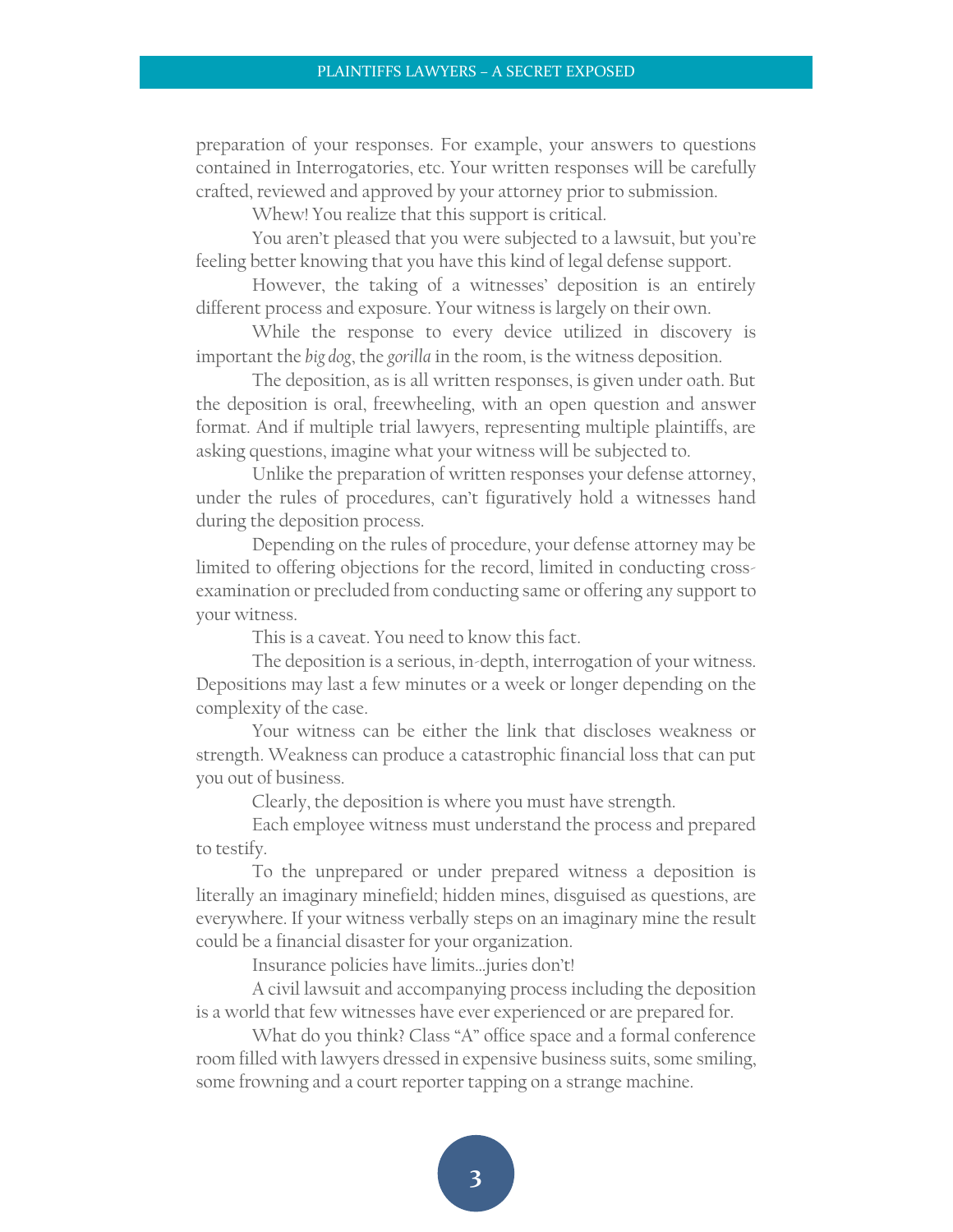preparation of your responses. For example, your answers to questions contained in Interrogatories, etc. Your written responses will be carefully crafted, reviewed and approved by your attorney prior to submission.

Whew! You realize that this support is critical.

You aren't pleased that you were subjected to a lawsuit, but you're feeling better knowing that you have this kind of legal defense support.

However, the taking of a witnesses' deposition is an entirely different process and exposure. Your witness is largely on their own.

While the response to every device utilized in discovery is important the *big dog*, the *gorilla* in the room, is the witness deposition.

The deposition, as is all written responses, is given under oath. But the deposition is oral, freewheeling, with an open question and answer format. And if multiple trial lawyers, representing multiple plaintiffs, are asking questions, imagine what your witness will be subjected to.

Unlike the preparation of written responses your defense attorney, under the rules of procedures, can't figuratively hold a witnesses hand during the deposition process.

Depending on the rules of procedure, your defense attorney may be limited to offering objections for the record, limited in conducting cross-examination or precluded from conducting same or offering any support to your witness.

This is a caveat. You need to know this fact.

The deposition is a serious, in-depth, interrogation of your witness. Depositions may last a few minutes or a week or longer depending on the complexity of the case.

Your witness can be either the link that discloses weakness or strength. Weakness can produce a catastrophic financial loss that can put you out of business.

Clearly, the deposition is where you must have strength.

Each employee witness must understand the process and prepared to testify.

To the unprepared or under prepared witness a deposition is literally an imaginary minefield; hidden mines, disguised as questions, are everywhere. If your witness verbally steps on an imaginary mine the result could be a financial disaster for your organization.

Insurance policies have limits…juries don't!

A civil lawsuit and accompanying process including the deposition is a world that few witnesses have ever experienced or are prepared for.

What do you think? Class "A" office space and a formal conference room filled with lawyers dressed in expensive business suits, some smiling, some frowning and a court reporter tapping on a strange machine.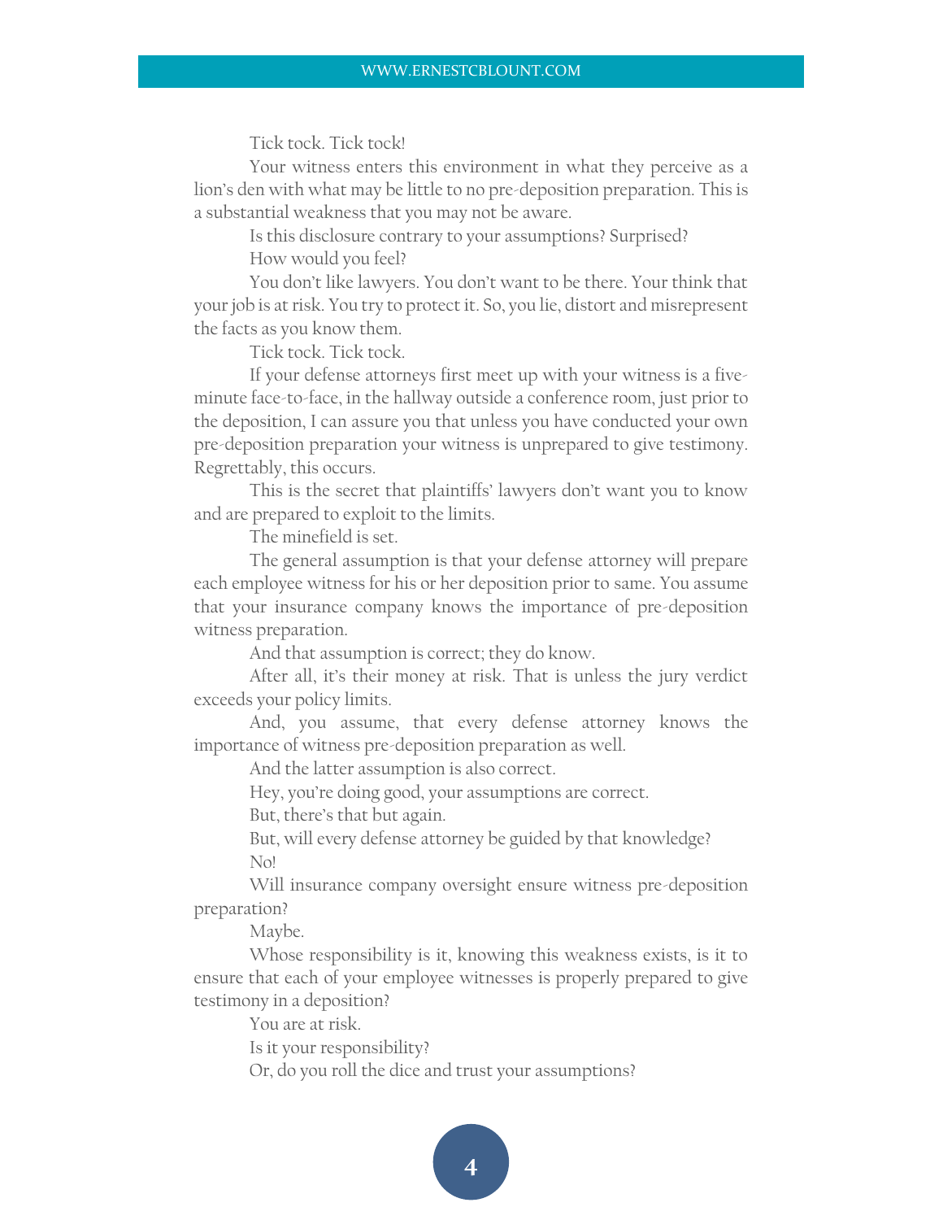Tick tock. Tick tock!

Your witness enters this environment in what they perceive as a lion's den with what may be little to no pre-deposition preparation. This is a substantial weakness that you may not be aware.

Is this disclosure contrary to your assumptions? Surprised?

How would you feel?

You don't like lawyers. You don't want to be there. Your think that your job is at risk. You try to protect it. So, you lie, distort and misrepresent the facts as you know them.

Tick tock. Tick tock.

If your defense attorneys first meet up with your witness is a five-minute face-to-face, in the hallway outside a conference room, just prior to the deposition, I can assure you that unless you have conducted your own pre-deposition preparation your witness is unprepared to give testimony. Regrettably, this occurs.

This is the secret that plaintiffs' lawyers don't want you to know and are prepared to exploit to the limits.

The minefield is set.

The general assumption is that your defense attorney will prepare each employee witness for his or her deposition prior to same. You assume that your insurance company knows the importance of pre-deposition witness preparation.

And that assumption is correct; they do know.

After all, it's their money at risk. That is unless the jury verdict exceeds your policy limits.

And, you assume, that every defense attorney knows the importance of witness pre-deposition preparation as well.

And the latter assumption is also correct.

Hey, you're doing good, your assumptions are correct.

But, there's that but again.

But, will every defense attorney be guided by that knowledge?

No!

Will insurance company oversight ensure witness pre-deposition preparation?

Maybe.

Whose responsibility is it, knowing this weakness exists, is it to ensure that each of your employee witnesses is properly prepared to give testimony in a deposition?

You are at risk.

Is it your responsibility?

Or, do you roll the dice and trust your assumptions?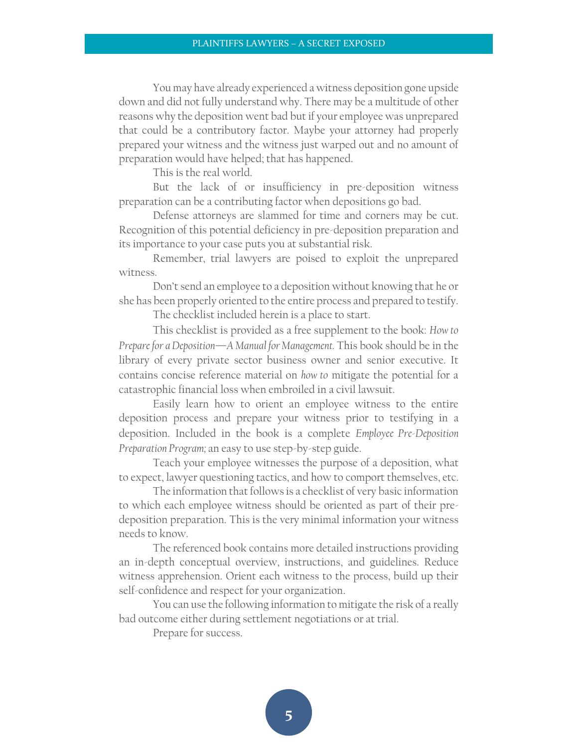You may have already experienced a witness deposition gone upside down and did not fully understand why. There may be a multitude of other reasons why the deposition went bad but if your employee was unprepared that could be a contributory factor. Maybe your attorney had properly prepared your witness and the witness just warped out and no amount of preparation would have helped; that has happened.

This is the real world.

But the lack of or insufficiency in pre-deposition witness preparation can be a contributing factor when depositions go bad.

Defense attorneys are slammed for time and corners may be cut. Recognition of this potential deficiency in pre-deposition preparation and its importance to your case puts you at substantial risk.

Remember, trial lawyers are poised to exploit the unprepared witness.

Don't send an employee to a deposition without knowing that he or she has been properly oriented to the entire process and prepared to testify.

The checklist included herein is a place to start.

This checklist is provided as a free supplement to the book: *How to Prepare for a Deposition—A Manual for Management.* This book should be in the library of every private sector business owner and senior executive. It contains concise reference material on *how to* mitigate the potential for a catastrophic financial loss when embroiled in a civil lawsuit.

Easily learn how to orient an employee witness to the entire deposition process and prepare your witness prior to testifying in a deposition. Included in the book is a complete *Employee Pre-Deposition Preparation Program;* an easy to use step-by-step guide.

Teach your employee witnesses the purpose of a deposition, what to expect, lawyer questioning tactics, and how to comport themselves, etc.

The information that follows is a checklist of very basic information to which each employee witness should be oriented as part of their pre-deposition preparation. This is the very minimal information your witness needs to know.

The referenced book contains more detailed instructions providing an in-depth conceptual overview, instructions, and guidelines. Reduce witness apprehension. Orient each witness to the process, build up their self-confidence and respect for your organization.

You can use the following information to mitigate the risk of a really bad outcome either during settlement negotiations or at trial.

Prepare for success.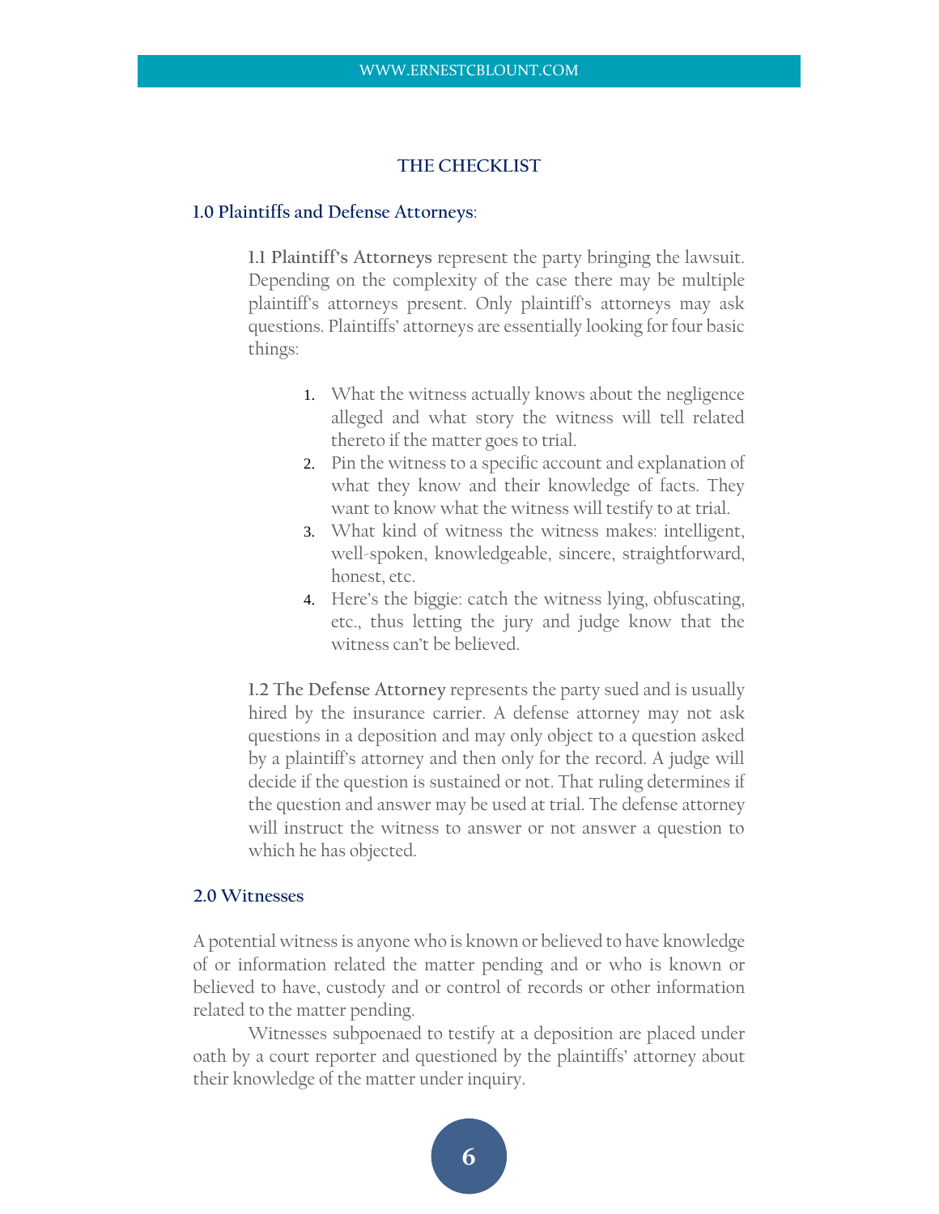## THE CHECKLIST

### 1.0 Plaintiffs and Defense Attorneys:

**1.1 Plaintiff's Attorneys** represent the party bringing the lawsuit. Depending on the complexity of the case there may be multiple plaintiff's attorneys present. Only plaintiff's attorneys may ask questions. Plaintiffs' attorneys are essentially looking for four basic things:

1. What the witness actually knows about the negligence alleged and what story the witness will tell related thereto if the matter goes to trial.
2. Pin the witness to a specific account and explanation of what they know and their knowledge of facts. They want to know what the witness will testify to at trial.
3. What kind of witness the witness makes: intelligent, well-spoken, knowledgeable, sincere, straightforward, honest, etc.
4. Here's the biggie: catch the witness lying, obfuscating, etc., thus letting the jury and judge know that the witness can't be believed.

**1.2 The Defense Attorney** represents the party sued and is usually hired by the insurance carrier. A defense attorney may not ask questions in a deposition and may only object to a question asked by a plaintiff's attorney and then only for the record. A judge will decide if the question is sustained or not. That ruling determines if the question and answer may be used at trial. The defense attorney will instruct the witness to answer or not answer a question to which he has objected.

### 2.0 Witnesses

A potential witness is anyone who is known or believed to have knowledge of or information related the matter pending and or who is known or believed to have, custody and or control of records or other information related to the matter pending.

Witnesses subpoenaed to testify at a deposition are placed under oath by a court reporter and questioned by the plaintiffs' attorney about their knowledge of the matter under inquiry.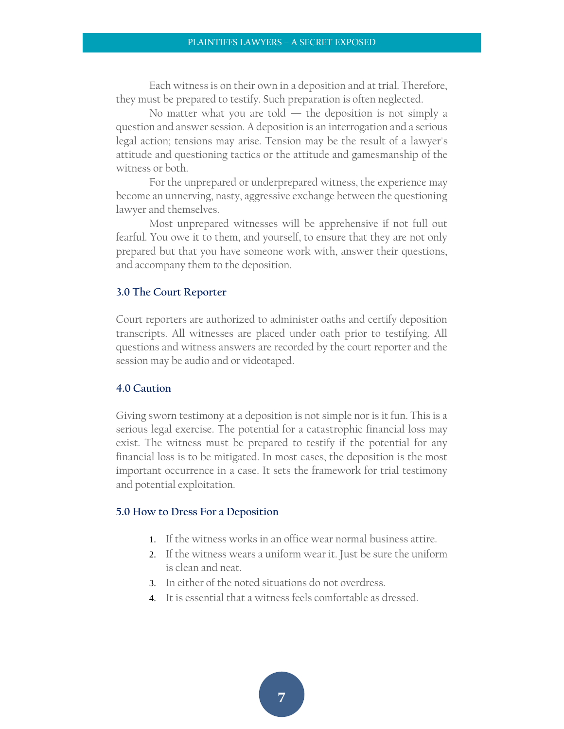Each witness is on their own in a deposition and at trial. Therefore, they must be prepared to testify. Such preparation is often neglected.

No matter what you are told — the deposition is not simply a question and answer session. A deposition is an interrogation and a serious legal action; tensions may arise. Tension may be the result of a lawyer's attitude and questioning tactics or the attitude and gamesmanship of the witness or both.

For the unprepared or underprepared witness, the experience may become an unnerving, nasty, aggressive exchange between the questioning lawyer and themselves.

Most unprepared witnesses will be apprehensive if not full out fearful. You owe it to them, and yourself, to ensure that they are not only prepared but that you have someone work with, answer their questions, and accompany them to the deposition.

### 3.0 The Court Reporter

Court reporters are authorized to administer oaths and certify deposition transcripts. All witnesses are placed under oath prior to testifying. All questions and witness answers are recorded by the court reporter and the session may be audio and or videotaped.

### 4.0 Caution

Giving sworn testimony at a deposition is not simple nor is it fun. This is a serious legal exercise. The potential for a catastrophic financial loss may exist. The witness must be prepared to testify if the potential for any financial loss is to be mitigated. In most cases, the deposition is the most important occurrence in a case. It sets the framework for trial testimony and potential exploitation.

### 5.0 How to Dress For a Deposition

1. If the witness works in an office wear normal business attire.
2. If the witness wears a uniform wear it. Just be sure the uniform is clean and neat.
3. In either of the noted situations do not overdress.
4. It is essential that a witness feels comfortable as dressed.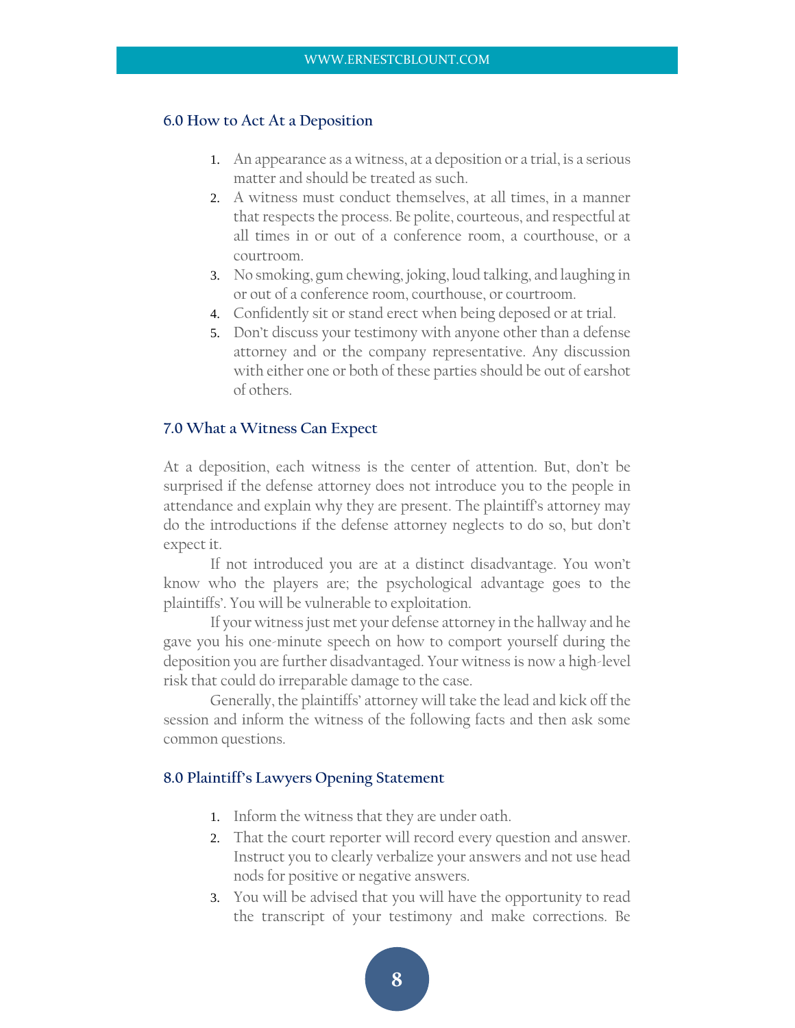## 6.0 How to Act At a Deposition

1. An appearance as a witness, at a deposition or a trial, is a serious matter and should be treated as such.
2. A witness must conduct themselves, at all times, in a manner that respects the process. Be polite, courteous, and respectful at all times in or out of a conference room, a courthouse, or a courtroom.
3. No smoking, gum chewing, joking, loud talking, and laughing in or out of a conference room, courthouse, or courtroom.
4. Confidently sit or stand erect when being deposed or at trial.
5. Don't discuss your testimony with anyone other than a defense attorney and or the company representative. Any discussion with either one or both of these parties should be out of earshot of others.

## 7.0 What a Witness Can Expect

At a deposition, each witness is the center of attention. But, don't be surprised if the defense attorney does not introduce you to the people in attendance and explain why they are present. The plaintiff's attorney may do the introductions if the defense attorney neglects to do so, but don't expect it.

If not introduced you are at a distinct disadvantage. You won't know who the players are; the psychological advantage goes to the plaintiffs'. You will be vulnerable to exploitation.

If your witness just met your defense attorney in the hallway and he gave you his one-minute speech on how to comport yourself during the deposition you are further disadvantaged. Your witness is now a high-level risk that could do irreparable damage to the case.

Generally, the plaintiffs' attorney will take the lead and kick off the session and inform the witness of the following facts and then ask some common questions.

## 8.0 Plaintiff's Lawyers Opening Statement

1. Inform the witness that they are under oath.
2. That the court reporter will record every question and answer. Instruct you to clearly verbalize your answers and not use head nods for positive or negative answers.
3. You will be advised that you will have the opportunity to read the transcript of your testimony and make corrections. Be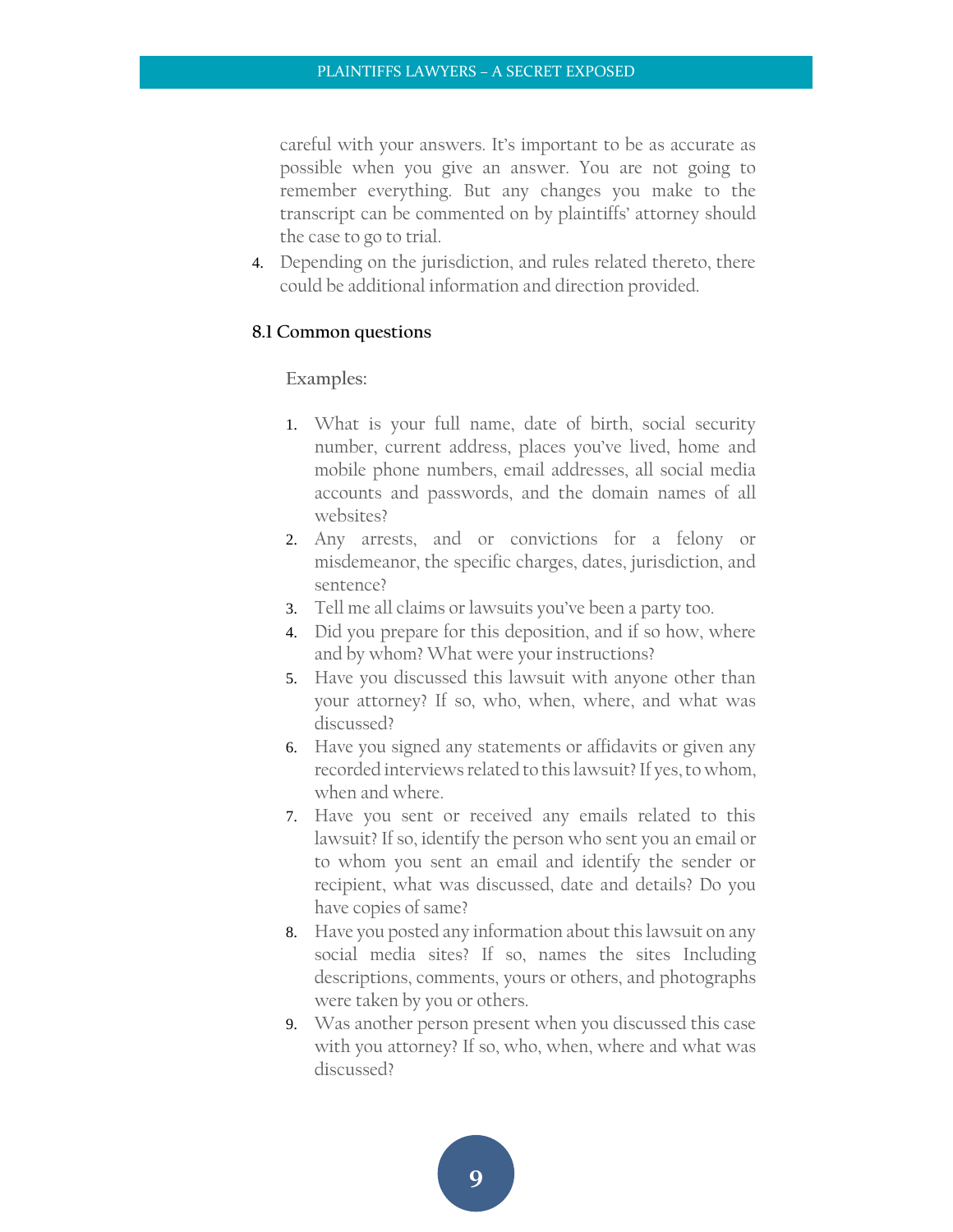careful with your answers. It's important to be as accurate as possible when you give an answer. You are not going to remember everything. But any changes you make to the transcript can be commented on by plaintiffs' attorney should the case to go to trial.

4. Depending on the jurisdiction, and rules related thereto, there could be additional information and direction provided.

### 8.1 Common questions

Examples:

1. What is your full name, date of birth, social security number, current address, places you've lived, home and mobile phone numbers, email addresses, all social media accounts and passwords, and the domain names of all websites?
2. Any arrests, and or convictions for a felony or misdemeanor, the specific charges, dates, jurisdiction, and sentence?
3. Tell me all claims or lawsuits you've been a party too.
4. Did you prepare for this deposition, and if so how, where and by whom? What were your instructions?
5. Have you discussed this lawsuit with anyone other than your attorney? If so, who, when, where, and what was discussed?
6. Have you signed any statements or affidavits or given any recorded interviews related to this lawsuit? If yes, to whom, when and where.
7. Have you sent or received any emails related to this lawsuit? If so, identify the person who sent you an email or to whom you sent an email and identify the sender or recipient, what was discussed, date and details? Do you have copies of same?
8. Have you posted any information about this lawsuit on any social media sites? If so, names the sites Including descriptions, comments, yours or others, and photographs were taken by you or others.
9. Was another person present when you discussed this case with you attorney? If so, who, when, where and what was discussed?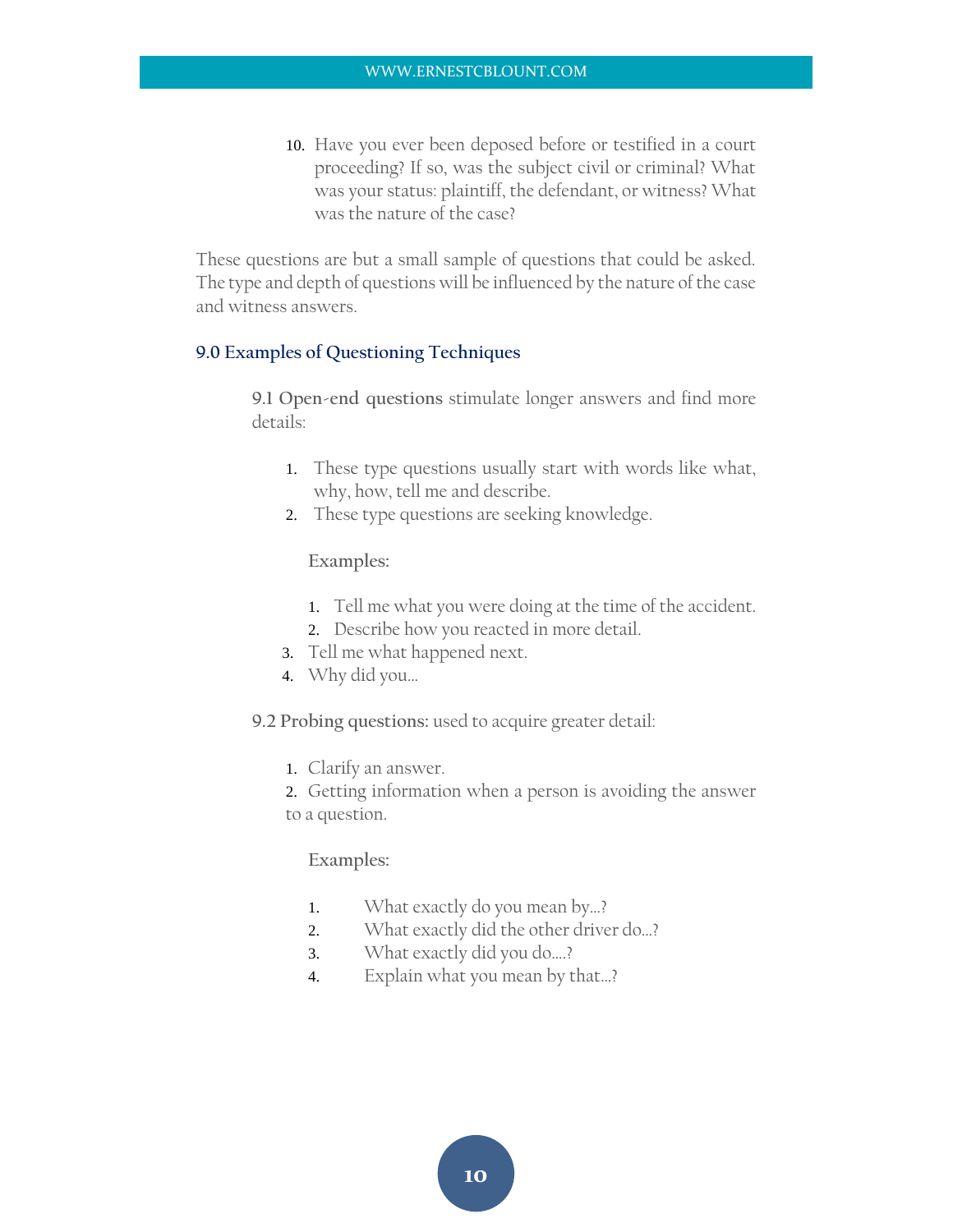10. Have you ever been deposed before or testified in a court proceeding? If so, was the subject civil or criminal? What was your status: plaintiff, the defendant, or witness? What was the nature of the case?

These questions are but a small sample of questions that could be asked. The type and depth of questions will be influenced by the nature of the case and witness answers.

## 9.0 Examples of Questioning Techniques

**9.1 Open-end questions** stimulate longer answers and find more details:

1. These type questions usually start with words like what, why, how, tell me and describe.
2. These type questions are seeking knowledge.

**Examples:**

1. Tell me what you were doing at the time of the accident.
2. Describe how you reacted in more detail.
3. Tell me what happened next.
4. Why did you…

**9.2 Probing questions:** used to acquire greater detail:

1. Clarify an answer.
2. Getting information when a person is avoiding the answer to a question.

**Examples:**

1. What exactly do you mean by…?
2. What exactly did the other driver do…?
3. What exactly did you do….?
4. Explain what you mean by that…?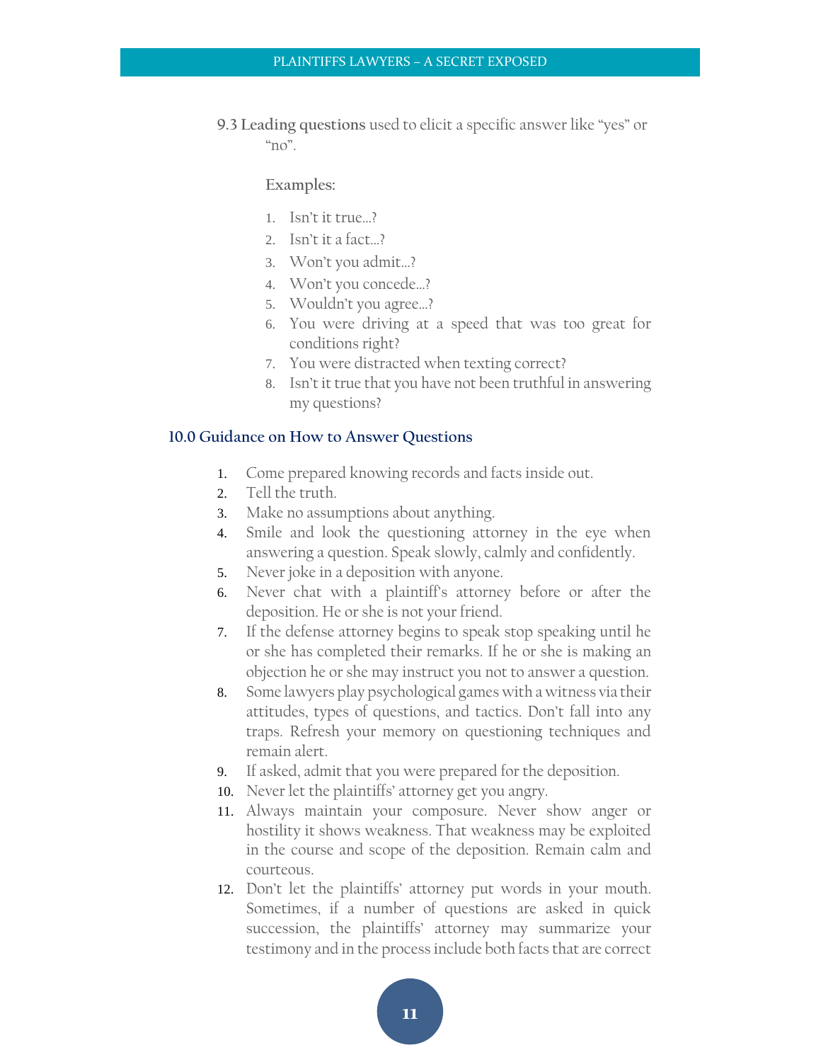**9.3 Leading questions** used to elicit a specific answer like "yes" or "no".

**Examples:**

1. Isn't it true…?
2. Isn't it a fact…?
3. Won't you admit…?
4. Won't you concede…?
5. Wouldn't you agree…?
6. You were driving at a speed that was too great for conditions right?
7. You were distracted when texting correct?
8. Isn't it true that you have not been truthful in answering my questions?

## 10.0 Guidance on How to Answer Questions

1. Come prepared knowing records and facts inside out.
2. Tell the truth.
3. Make no assumptions about anything.
4. Smile and look the questioning attorney in the eye when answering a question. Speak slowly, calmly and confidently.
5. Never joke in a deposition with anyone.
6. Never chat with a plaintiff's attorney before or after the deposition. He or she is not your friend.
7. If the defense attorney begins to speak stop speaking until he or she has completed their remarks. If he or she is making an objection he or she may instruct you not to answer a question.
8. Some lawyers play psychological games with a witness via their attitudes, types of questions, and tactics. Don't fall into any traps. Refresh your memory on questioning techniques and remain alert.
9. If asked, admit that you were prepared for the deposition.
10. Never let the plaintiffs' attorney get you angry.
11. Always maintain your composure. Never show anger or hostility it shows weakness. That weakness may be exploited in the course and scope of the deposition. Remain calm and courteous.
12. Don't let the plaintiffs' attorney put words in your mouth. Sometimes, if a number of questions are asked in quick succession, the plaintiffs' attorney may summarize your testimony and in the process include both facts that are correct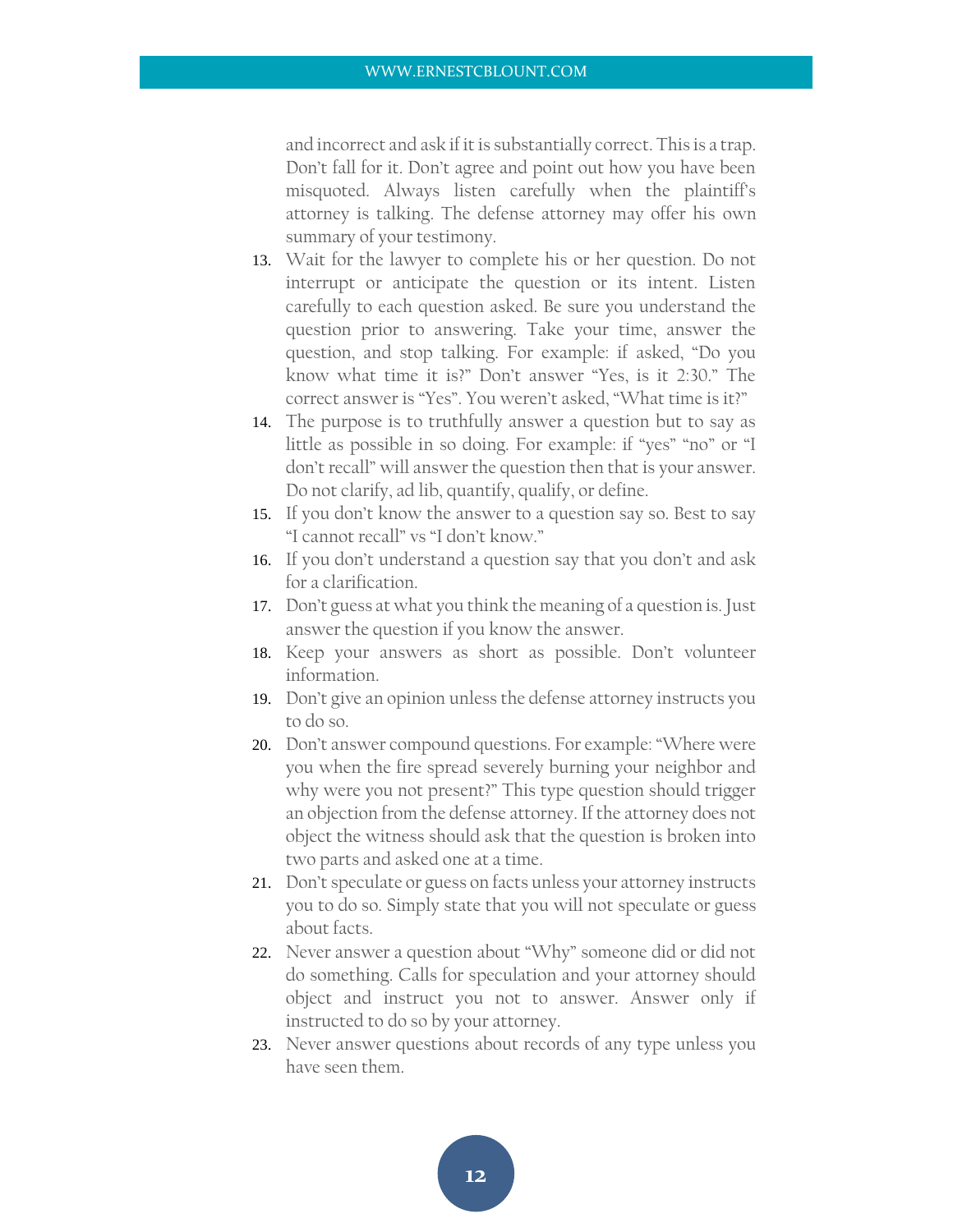and incorrect and ask if it is substantially correct. This is a trap. Don't fall for it. Don't agree and point out how you have been misquoted. Always listen carefully when the plaintiff's attorney is talking. The defense attorney may offer his own summary of your testimony.

13. Wait for the lawyer to complete his or her question. Do not interrupt or anticipate the question or its intent. Listen carefully to each question asked. Be sure you understand the question prior to answering. Take your time, answer the question, and stop talking. For example: if asked, "Do you know what time it is?" Don't answer "Yes, is it 2:30." The correct answer is "Yes". You weren't asked, "What time is it?"
14. The purpose is to truthfully answer a question but to say as little as possible in so doing. For example: if "yes" "no" or "I don't recall" will answer the question then that is your answer. Do not clarify, ad lib, quantify, qualify, or define.
15. If you don't know the answer to a question say so. Best to say "I cannot recall" vs "I don't know."
16. If you don't understand a question say that you don't and ask for a clarification.
17. Don't guess at what you think the meaning of a question is. Just answer the question if you know the answer.
18. Keep your answers as short as possible. Don't volunteer information.
19. Don't give an opinion unless the defense attorney instructs you to do so.
20. Don't answer compound questions. For example: "Where were you when the fire spread severely burning your neighbor and why were you not present?" This type question should trigger an objection from the defense attorney. If the attorney does not object the witness should ask that the question is broken into two parts and asked one at a time.
21. Don't speculate or guess on facts unless your attorney instructs you to do so. Simply state that you will not speculate or guess about facts.
22. Never answer a question about "Why" someone did or did not do something. Calls for speculation and your attorney should object and instruct you not to answer. Answer only if instructed to do so by your attorney.
23. Never answer questions about records of any type unless you have seen them.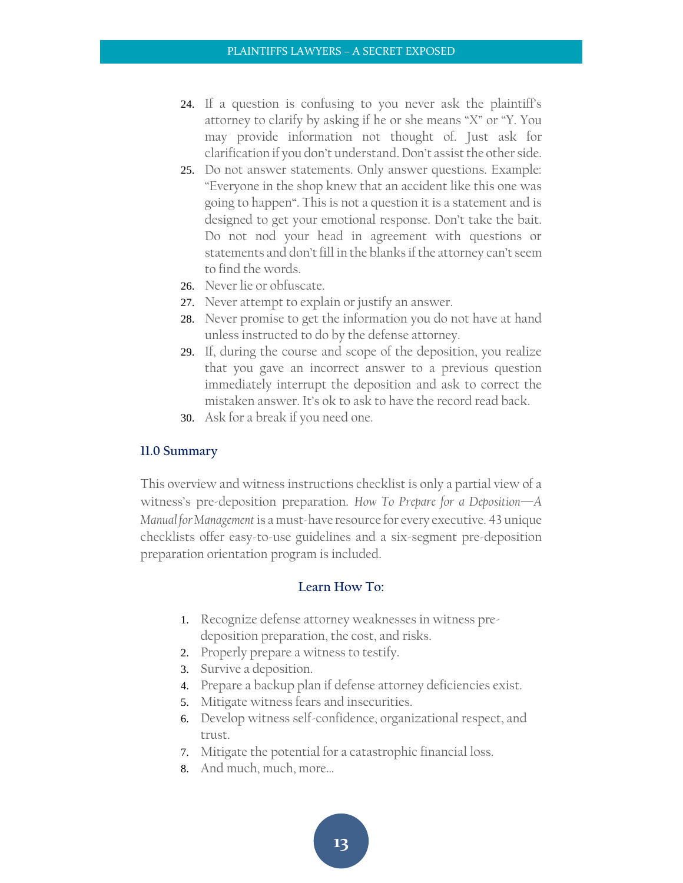24. If a question is confusing to you never ask the plaintiff's attorney to clarify by asking if he or she means "X" or "Y. You may provide information not thought of. Just ask for clarification if you don't understand. Don't assist the other side.
25. Do not answer statements. Only answer questions. Example: "Everyone in the shop knew that an accident like this one was going to happen". This is not a question it is a statement and is designed to get your emotional response. Don't take the bait. Do not nod your head in agreement with questions or statements and don't fill in the blanks if the attorney can't seem to find the words.
26. Never lie or obfuscate.
27. Never attempt to explain or justify an answer.
28. Never promise to get the information you do not have at hand unless instructed to do by the defense attorney.
29. If, during the course and scope of the deposition, you realize that you gave an incorrect answer to a previous question immediately interrupt the deposition and ask to correct the mistaken answer. It's ok to ask to have the record read back.
30. Ask for a break if you need one.

## 11.0 Summary

This overview and witness instructions checklist is only a partial view of a witness's pre-deposition preparation. *How To Prepare for a Deposition—A Manual for Management* is a must-have resource for every executive. 43 unique checklists offer easy-to-use guidelines and a six-segment pre-deposition preparation orientation program is included.

### Learn How To:

1. Recognize defense attorney weaknesses in witness pre-deposition preparation, the cost, and risks.
2. Properly prepare a witness to testify.
3. Survive a deposition.
4. Prepare a backup plan if defense attorney deficiencies exist.
5. Mitigate witness fears and insecurities.
6. Develop witness self-confidence, organizational respect, and trust.
7. Mitigate the potential for a catastrophic financial loss.
8. And much, much, more…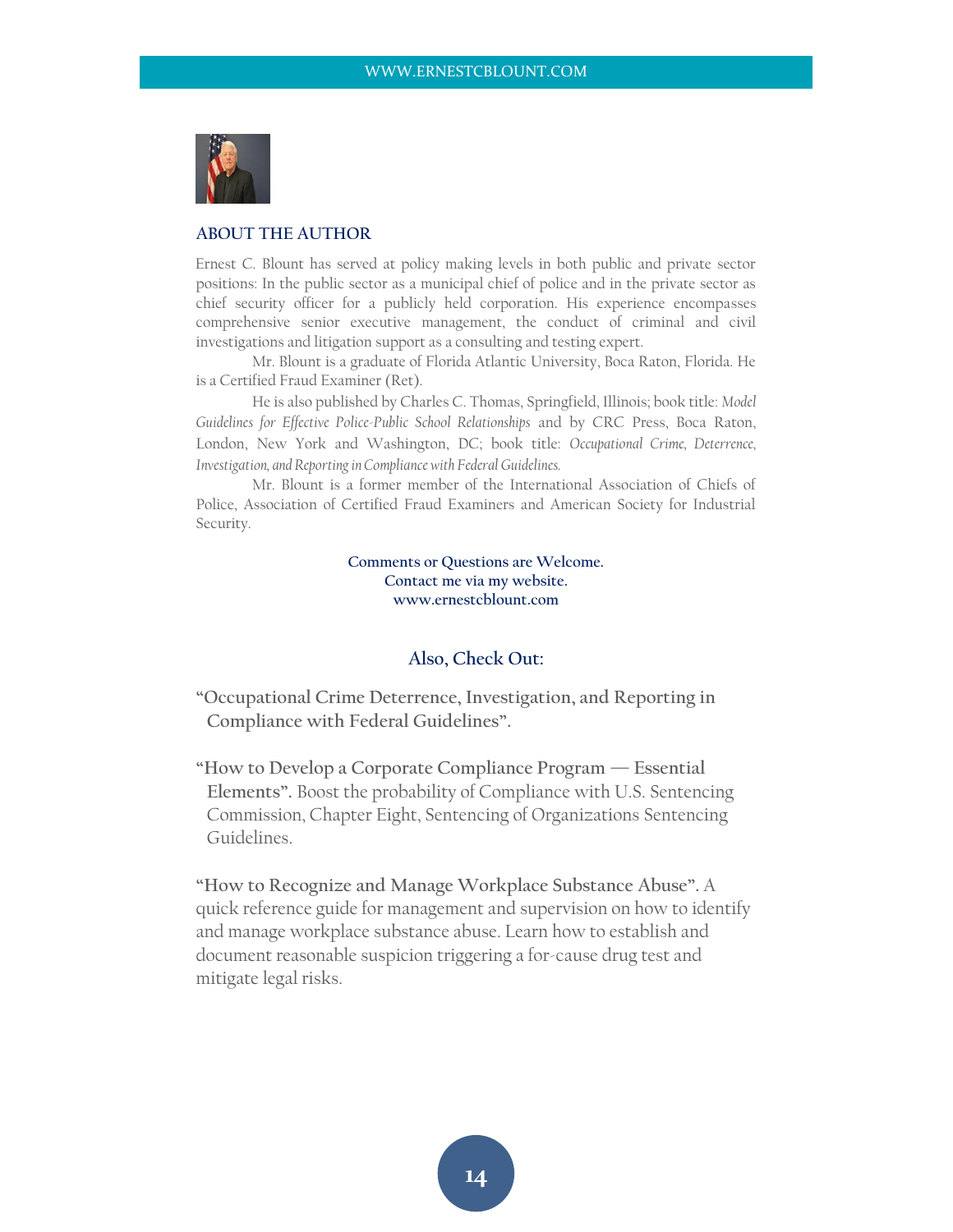## ABOUT THE AUTHOR

Ernest C. Blount has served at policy making levels in both public and private sector positions: In the public sector as a municipal chief of police and in the private sector as chief security officer for a publicly held corporation. His experience encompasses comprehensive senior executive management, the conduct of criminal and civil investigations and litigation support as a consulting and testing expert.

Mr. Blount is a graduate of Florida Atlantic University, Boca Raton, Florida. He is a Certified Fraud Examiner (Ret).

He is also published by Charles C. Thomas, Springfield, Illinois; book title: *Model Guidelines for Effective Police-Public School Relationships* and by CRC Press, Boca Raton, London, New York and Washington, DC; book title: *Occupational Crime, Deterrence, Investigation, and Reporting in Compliance with Federal Guidelines.*

Mr. Blount is a former member of the International Association of Chiefs of Police, Association of Certified Fraud Examiners and American Society for Industrial Security.

**Comments or Questions are Welcome.**
**Contact me via my website.**
**www.ernestcblount.com**

### Also, Check Out:

**"Occupational Crime Deterrence, Investigation, and Reporting in Compliance with Federal Guidelines".**

**"How to Develop a Corporate Compliance Program — Essential Elements".** Boost the probability of Compliance with U.S. Sentencing Commission, Chapter Eight, Sentencing of Organizations Sentencing Guidelines.

**"How to Recognize and Manage Workplace Substance Abuse".** A quick reference guide for management and supervision on how to identify and manage workplace substance abuse. Learn how to establish and document reasonable suspicion triggering a for-cause drug test and mitigate legal risks.